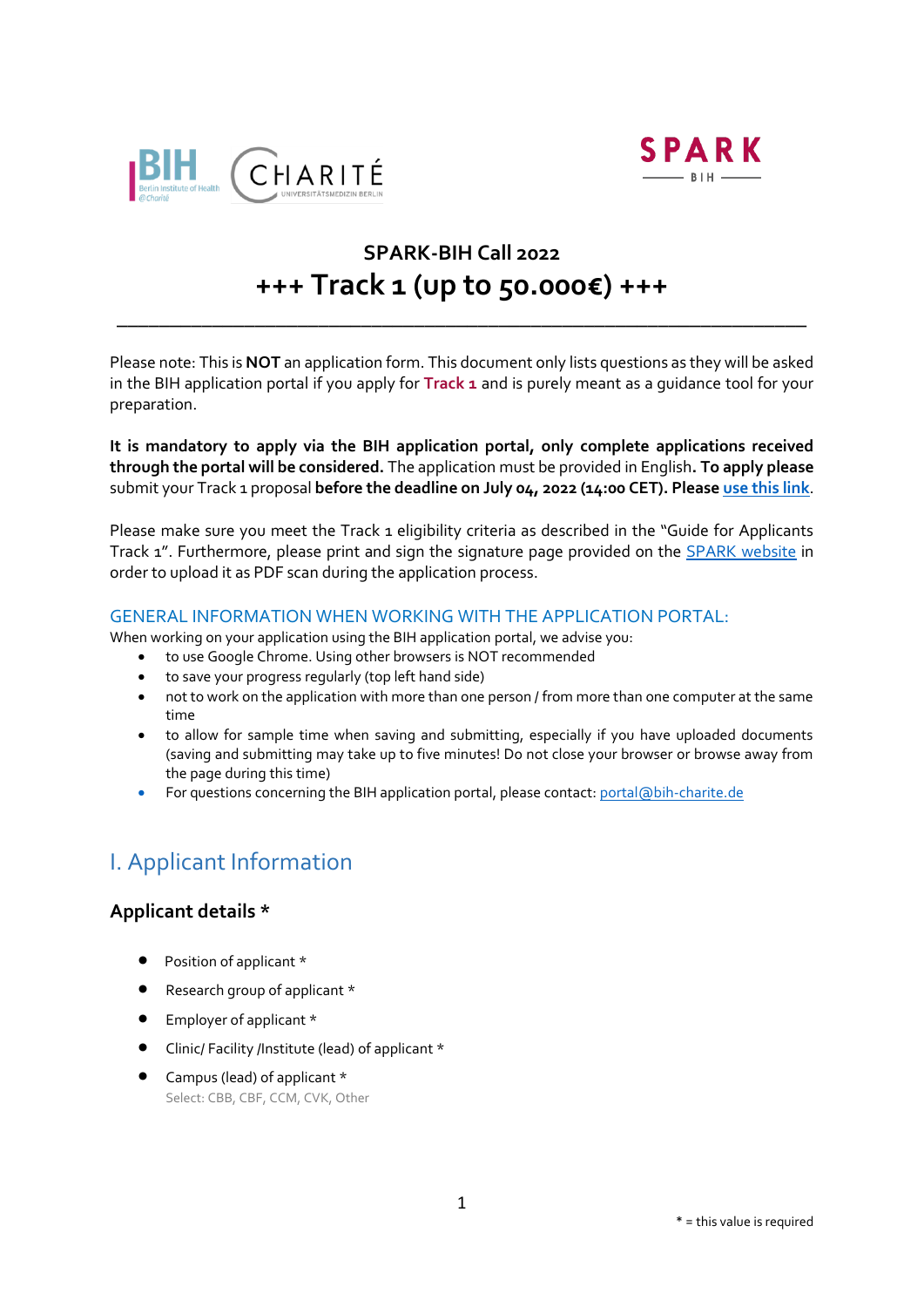## SPARK-BIH Call 2022

# +++ Track 1 (up to 50.000€) +++

---

Please note: This is **NOT** an application form. This document only lists questions as they will be asked in the BIH application portal if you apply for **Track 1** and is purely meant as a guidance tool for your preparation.

**It is mandatory to apply via the BIH application portal, only complete applications received through the portal will be considered.** The application must be provided in English**. To apply please** submit your Track 1 proposal **before the deadline on July 04, 2022 (14:00 CET). Please** use this link.

Please make sure you meet the Track 1 eligibility criteria as described in the "Guide for Applicants Track 1". Furthermore, please print and sign the signature page provided on the SPARK website in order to upload it as PDF scan during the application process.

### GENERAL INFORMATION WHEN WORKING WITH THE APPLICATION PORTAL:

When working on your application using the BIH application portal, we advise you:

- to use Google Chrome. Using other browsers is NOT recommended
- to save your progress regularly (top left hand side)
- not to work on the application with more than one person / from more than one computer at the same time
- to allow for sample time when saving and submitting, especially if you have uploaded documents (saving and submitting may take up to five minutes! Do not close your browser or browse away from the page during this time)
- For questions concerning the BIH application portal, please contact: portal@bih-charite.de

## I. Applicant Information

### Applicant details *

- Position of applicant *
- Research group of applicant *
- Employer of applicant *
- Clinic/ Facility /Institute (lead) of applicant *
- Campus (lead) of applicant *
  Select: CBB, CBF, CCM, CVK, Other

* = this value is required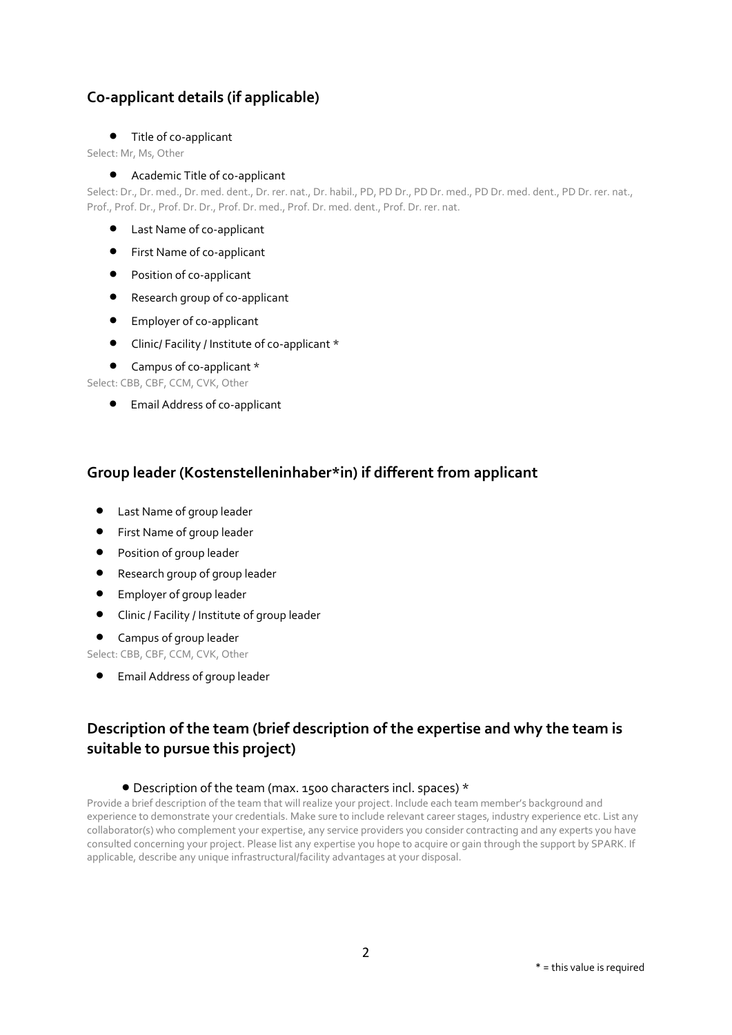## Co-applicant details (if applicable)

- Title of co-applicant

Select: Mr, Ms, Other

- Academic Title of co-applicant

Select: Dr., Dr. med., Dr. med. dent., Dr. rer. nat., Dr. habil., PD, PD Dr., PD Dr. med., PD Dr. med. dent., PD Dr. rer. nat., Prof., Prof. Dr., Prof. Dr. Dr., Prof. Dr. med., Prof. Dr. med. dent., Prof. Dr. rer. nat.

- Last Name of co-applicant
- First Name of co-applicant
- Position of co-applicant
- Research group of co-applicant
- Employer of co-applicant
- Clinic/ Facility / Institute of co-applicant *
- Campus of co-applicant *

Select: CBB, CBF, CCM, CVK, Other

- Email Address of co-applicant

## Group leader (Kostenstelleninhaber*in) if different from applicant

- Last Name of group leader
- First Name of group leader
- Position of group leader
- Research group of group leader
- Employer of group leader
- Clinic / Facility / Institute of group leader
- Campus of group leader

Select: CBB, CBF, CCM, CVK, Other

- Email Address of group leader

## Description of the team (brief description of the expertise and why the team is suitable to pursue this project)

- Description of the team (max. 1500 characters incl. spaces) *

Provide a brief description of the team that will realize your project. Include each team member's background and experience to demonstrate your credentials. Make sure to include relevant career stages, industry experience etc. List any collaborator(s) who complement your expertise, any service providers you consider contracting and any experts you have consulted concerning your project. Please list any expertise you hope to acquire or gain through the support by SPARK. If applicable, describe any unique infrastructural/facility advantages at your disposal.

* = this value is required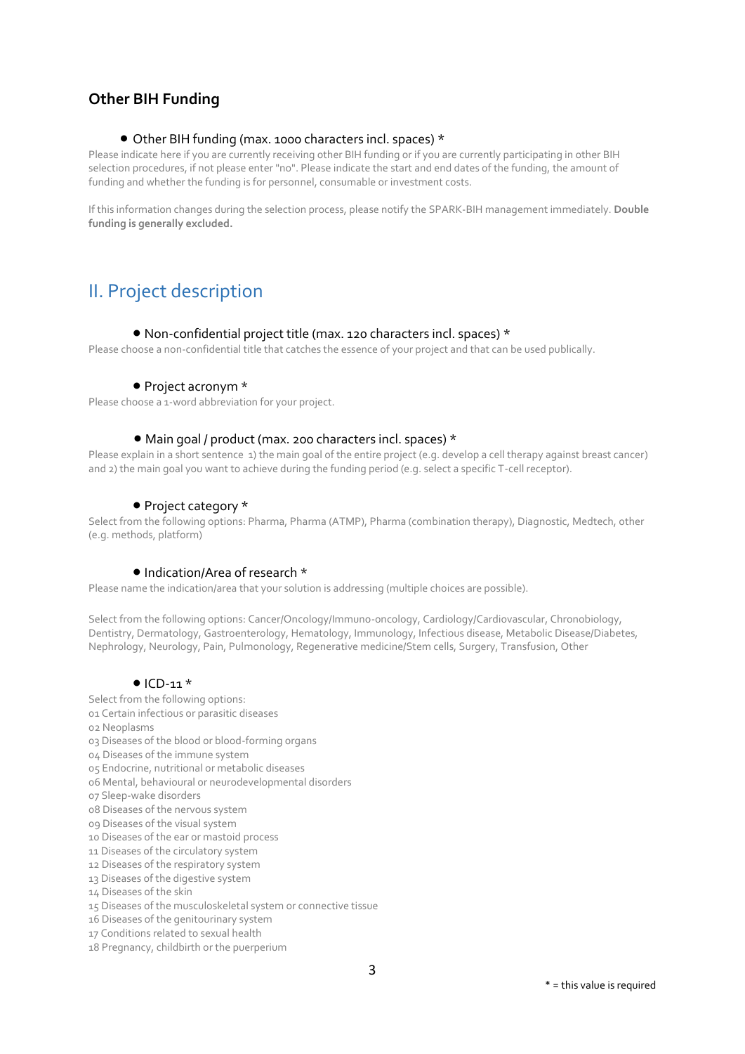### Other BIH Funding

- Other BIH funding (max. 1000 characters incl. spaces) *

Please indicate here if you are currently receiving other BIH funding or if you are currently participating in other BIH selection procedures, if not please enter "no". Please indicate the start and end dates of the funding, the amount of funding and whether the funding is for personnel, consumable or investment costs.

If this information changes during the selection process, please notify the SPARK-BIH management immediately. **Double funding is generally excluded.**

## II. Project description

- Non-confidential project title (max. 120 characters incl. spaces) *

Please choose a non-confidential title that catches the essence of your project and that can be used publically.

- Project acronym *

Please choose a 1-word abbreviation for your project.

- Main goal / product (max. 200 characters incl. spaces) *

Please explain in a short sentence 1) the main goal of the entire project (e.g. develop a cell therapy against breast cancer) and 2) the main goal you want to achieve during the funding period (e.g. select a specific T-cell receptor).

- Project category *

Select from the following options: Pharma, Pharma (ATMP), Pharma (combination therapy), Diagnostic, Medtech, other (e.g. methods, platform)

- Indication/Area of research *

Please name the indication/area that your solution is addressing (multiple choices are possible).

Select from the following options: Cancer/Oncology/Immuno-oncology, Cardiology/Cardiovascular, Chronobiology, Dentistry, Dermatology, Gastroenterology, Hematology, Immunology, Infectious disease, Metabolic Disease/Diabetes, Nephrology, Neurology, Pain, Pulmonology, Regenerative medicine/Stem cells, Surgery, Transfusion, Other

- ICD-11 *

Select from the following options:
01 Certain infectious or parasitic diseases
02 Neoplasms
03 Diseases of the blood or blood-forming organs
04 Diseases of the immune system
05 Endocrine, nutritional or metabolic diseases
06 Mental, behavioural or neurodevelopmental disorders
07 Sleep-wake disorders
08 Diseases of the nervous system
09 Diseases of the visual system
10 Diseases of the ear or mastoid process
11 Diseases of the circulatory system
12 Diseases of the respiratory system
13 Diseases of the digestive system
14 Diseases of the skin
15 Diseases of the musculoskeletal system or connective tissue
16 Diseases of the genitourinary system
17 Conditions related to sexual health
18 Pregnancy, childbirth or the puerperium

* = this value is required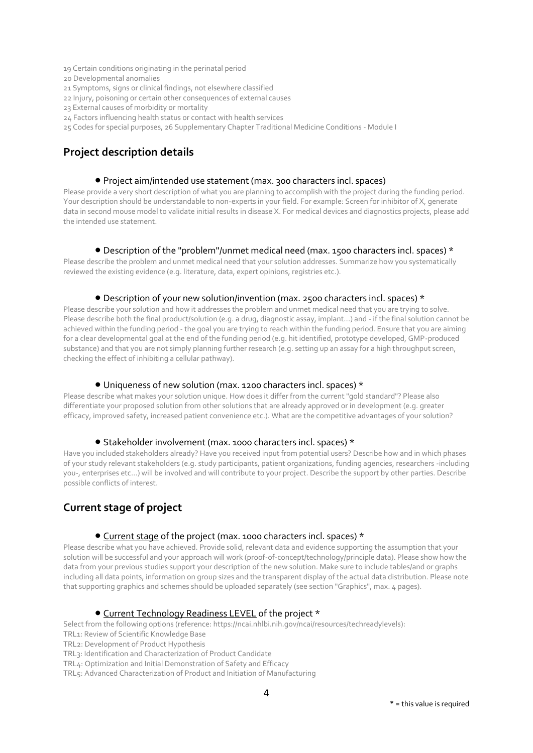19 Certain conditions originating in the perinatal period
20 Developmental anomalies
21 Symptoms, signs or clinical findings, not elsewhere classified
22 Injury, poisoning or certain other consequences of external causes
23 External causes of morbidity or mortality
24 Factors influencing health status or contact with health services
25 Codes for special purposes, 26 Supplementary Chapter Traditional Medicine Conditions - Module I

## Project description details

- Project aim/intended use statement (max. 300 characters incl. spaces)

Please provide a very short description of what you are planning to accomplish with the project during the funding period. Your description should be understandable to non-experts in your field. For example: Screen for inhibitor of X, generate data in second mouse model to validate initial results in disease X. For medical devices and diagnostics projects, please add the intended use statement.

- Description of the "problem"/unmet medical need (max. 1500 characters incl. spaces) *

Please describe the problem and unmet medical need that your solution addresses. Summarize how you systematically reviewed the existing evidence (e.g. literature, data, expert opinions, registries etc.).

- Description of your new solution/invention (max. 2500 characters incl. spaces) *

Please describe your solution and how it addresses the problem and unmet medical need that you are trying to solve. Please describe both the final product/solution (e.g. a drug, diagnostic assay, implant...) and - if the final solution cannot be achieved within the funding period - the goal you are trying to reach within the funding period. Ensure that you are aiming for a clear developmental goal at the end of the funding period (e.g. hit identified, prototype developed, GMP-produced substance) and that you are not simply planning further research (e.g. setting up an assay for a high throughput screen, checking the effect of inhibiting a cellular pathway).

- Uniqueness of new solution (max. 1200 characters incl. spaces) *

Please describe what makes your solution unique. How does it differ from the current "gold standard"? Please also differentiate your proposed solution from other solutions that are already approved or in development (e.g. greater efficacy, improved safety, increased patient convenience etc.). What are the competitive advantages of your solution?

- Stakeholder involvement (max. 1000 characters incl. spaces) *

Have you included stakeholders already? Have you received input from potential users? Describe how and in which phases of your study relevant stakeholders (e.g. study participants, patient organizations, funding agencies, researchers -including you-, enterprises etc...) will be involved and will contribute to your project. Describe the support by other parties. Describe possible conflicts of interest.

## Current stage of project

- Current stage of the project (max. 1000 characters incl. spaces) *

Please describe what you have achieved. Provide solid, relevant data and evidence supporting the assumption that your solution will be successful and your approach will work (proof-of-concept/technology/principle data). Please show how the data from your previous studies support your description of the new solution. Make sure to include tables/and or graphs including all data points, information on group sizes and the transparent display of the actual data distribution. Please note that supporting graphics and schemes should be uploaded separately (see section "Graphics", max. 4 pages).

- Current Technology Readiness LEVEL of the project *

Select from the following options (reference: https://ncai.nhlbi.nih.gov/ncai/resources/techreadylevels):
TRL1: Review of Scientific Knowledge Base
TRL2: Development of Product Hypothesis
TRL3: Identification and Characterization of Product Candidate
TRL4: Optimization and Initial Demonstration of Safety and Efficacy
TRL5: Advanced Characterization of Product and Initiation of Manufacturing

* = this value is required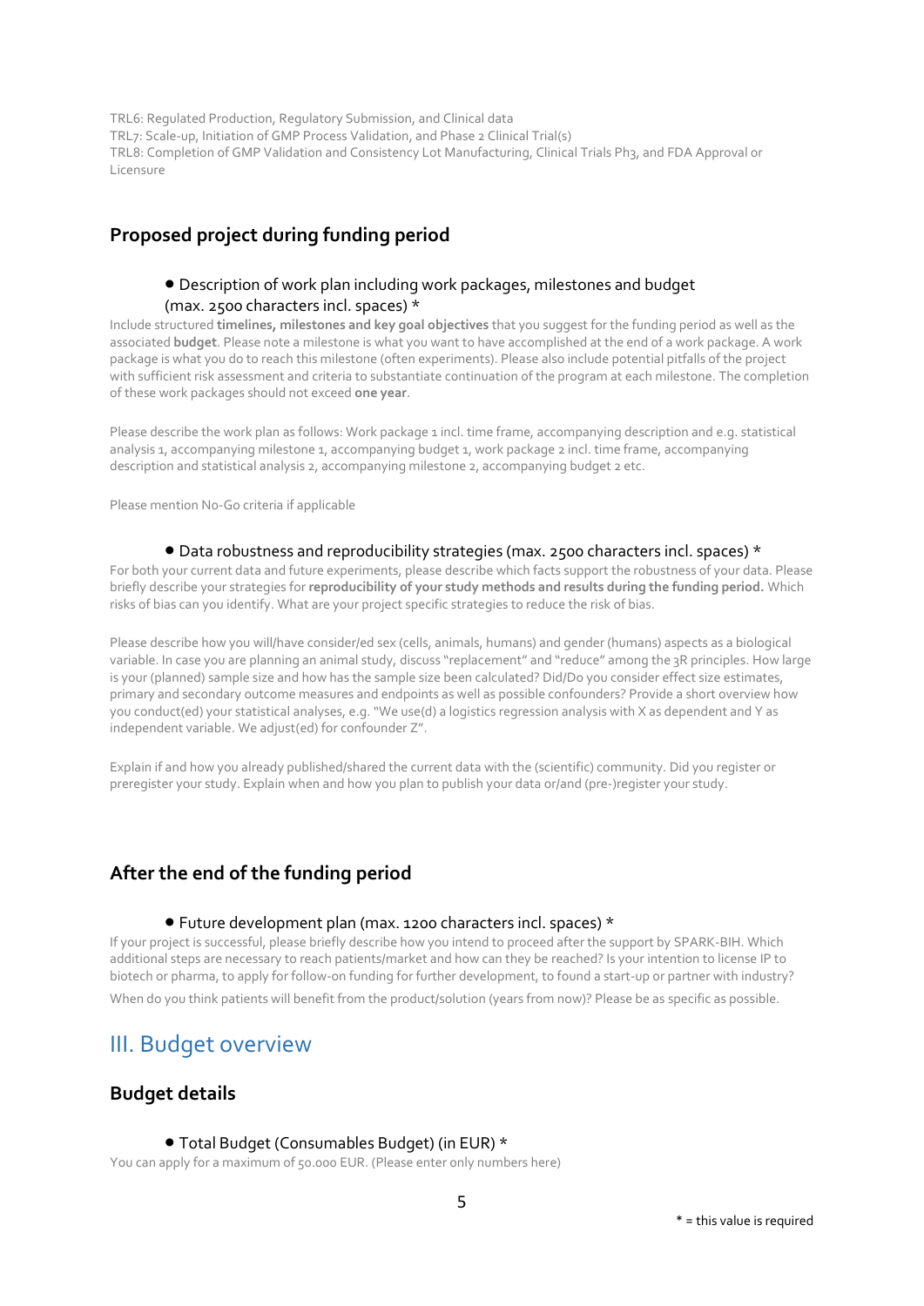TRL6: Regulated Production, Regulatory Submission, and Clinical data
TRL7: Scale-up, Initiation of GMP Process Validation, and Phase 2 Clinical Trial(s)
TRL8: Completion of GMP Validation and Consistency Lot Manufacturing, Clinical Trials Ph3, and FDA Approval or Licensure

## Proposed project during funding period

- Description of work plan including work packages, milestones and budget (max. 2500 characters incl. spaces) *

Include structured **timelines, milestones and key goal objectives** that you suggest for the funding period as well as the associated **budget**. Please note a milestone is what you want to have accomplished at the end of a work package. A work package is what you do to reach this milestone (often experiments). Please also include potential pitfalls of the project with sufficient risk assessment and criteria to substantiate continuation of the program at each milestone. The completion of these work packages should not exceed **one year**.

Please describe the work plan as follows: Work package 1 incl. time frame, accompanying description and e.g. statistical analysis 1, accompanying milestone 1, accompanying budget 1, work package 2 incl. time frame, accompanying description and statistical analysis 2, accompanying milestone 2, accompanying budget 2 etc.

Please mention No-Go criteria if applicable

- Data robustness and reproducibility strategies (max. 2500 characters incl. spaces) *

For both your current data and future experiments, please describe which facts support the robustness of your data. Please briefly describe your strategies for **reproducibility of your study methods and results during the funding period.** Which risks of bias can you identify. What are your project specific strategies to reduce the risk of bias.

Please describe how you will/have consider/ed sex (cells, animals, humans) and gender (humans) aspects as a biological variable. In case you are planning an animal study, discuss "replacement" and "reduce" among the 3R principles. How large is your (planned) sample size and how has the sample size been calculated? Did/Do you consider effect size estimates, primary and secondary outcome measures and endpoints as well as possible confounders? Provide a short overview how you conduct(ed) your statistical analyses, e.g. "We use(d) a logistics regression analysis with X as dependent and Y as independent variable. We adjust(ed) for confounder Z".

Explain if and how you already published/shared the current data with the (scientific) community. Did you register or preregister your study. Explain when and how you plan to publish your data or/and (pre-)register your study.

## After the end of the funding period

- Future development plan (max. 1200 characters incl. spaces) *

If your project is successful, please briefly describe how you intend to proceed after the support by SPARK-BIH. Which additional steps are necessary to reach patients/market and how can they be reached? Is your intention to license IP to biotech or pharma, to apply for follow-on funding for further development, to found a start-up or partner with industry?

When do you think patients will benefit from the product/solution (years from now)? Please be as specific as possible.

# III. Budget overview

## Budget details

- Total Budget (Consumables Budget) (in EUR) *

You can apply for a maximum of 50.000 EUR. (Please enter only numbers here)

* = this value is required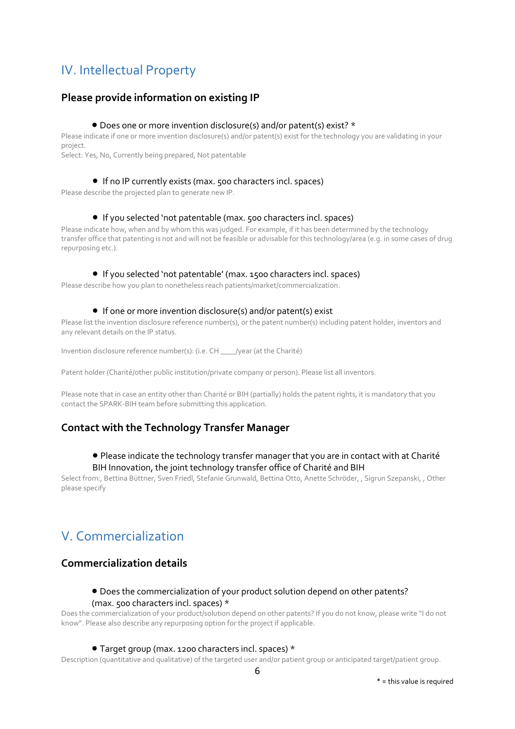# IV. Intellectual Property

## Please provide information on existing IP

- Does one or more invention disclosure(s) and/or patent(s) exist? *

Please indicate if one or more invention disclosure(s) and/or patent(s) exist for the technology you are validating in your project.
Select: Yes, No, Currently being prepared, Not patentable

- If no IP currently exists (max. 500 characters incl. spaces)

Please describe the projected plan to generate new IP.

- If you selected 'not patentable (max. 500 characters incl. spaces)

Please indicate how, when and by whom this was judged. For example, if it has been determined by the technology transfer office that patenting is not and will not be feasible or advisable for this technology/area (e.g. in some cases of drug repurposing etc.).

- If you selected 'not patentable' (max. 1500 characters incl. spaces)

Please describe how you plan to nonetheless reach patients/market/commercialization.

- If one or more invention disclosure(s) and/or patent(s) exist

Please list the invention disclosure reference number(s), or the patent number(s) including patent holder, inventors and any relevant details on the IP status.

Invention disclosure reference number(s): (i.e. CH ____/year (at the Charité)

Patent holder (Charité/other public institution/private company or person). Please list all inventors.

Please note that in case an entity other than Charité or BIH (partially) holds the patent rights, it is mandatory that you contact the SPARK-BIH team before submitting this application.

## Contact with the Technology Transfer Manager

- Please indicate the technology transfer manager that you are in contact with at Charité BIH Innovation, the joint technology transfer office of Charité and BIH

Select from:, Bettina Büttner, Sven Friedl, Stefanie Grunwald, Bettina Otto, Anette Schröder, , Sigrun Szepanski, , Other please specify

# V. Commercialization

## Commercialization details

- Does the commercialization of your product solution depend on other patents? (max. 500 characters incl. spaces) *

Does the commercialization of your product/solution depend on other patents? If you do not know, please write "I do not know". Please also describe any repurposing option for the project if applicable.

- Target group (max. 1200 characters incl. spaces) *

Description (quantitative and qualitative) of the targeted user and/or patient group or anticipated target/patient group.

* = this value is required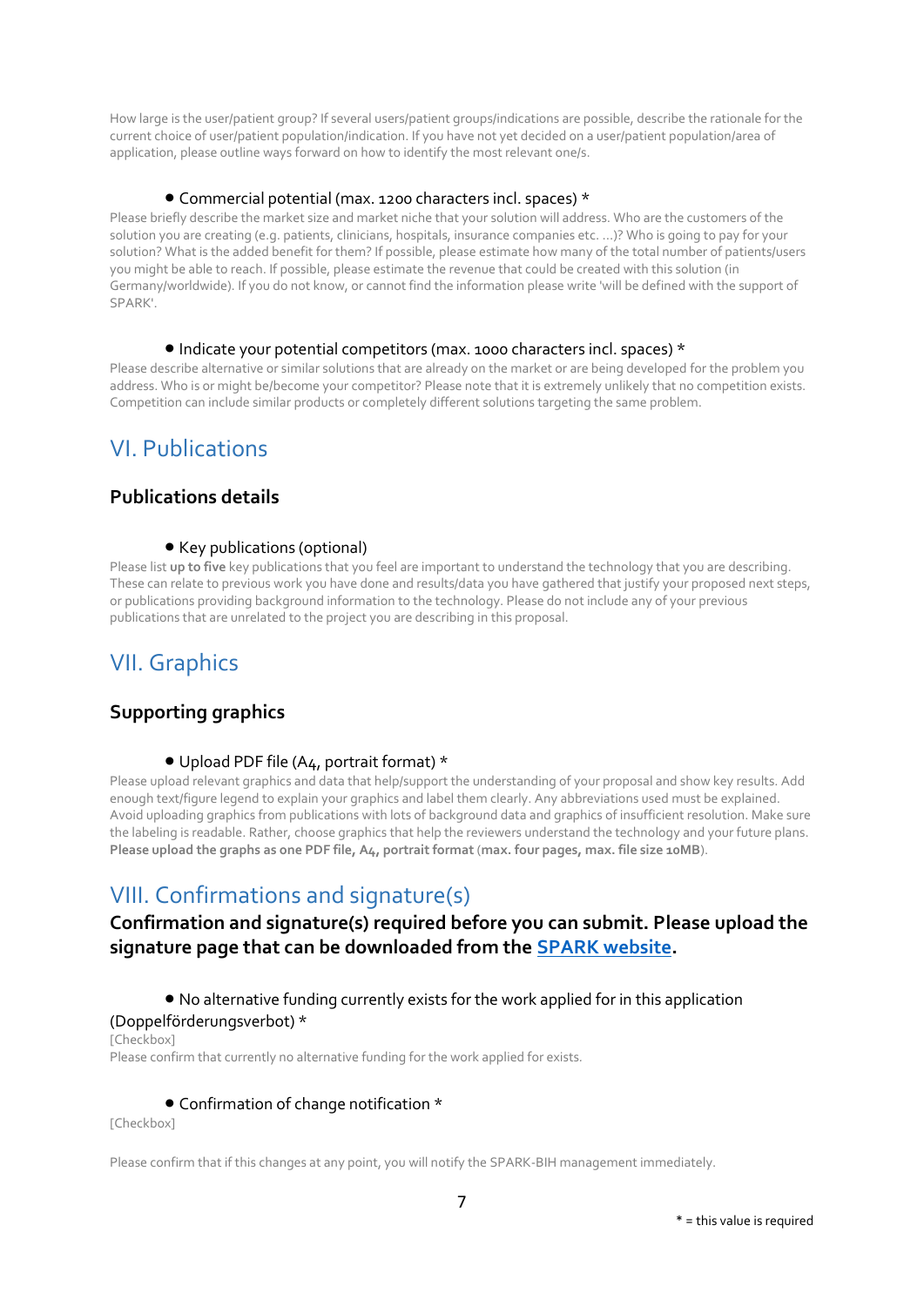How large is the user/patient group? If several users/patient groups/indications are possible, describe the rationale for the current choice of user/patient population/indication. If you have not yet decided on a user/patient population/area of application, please outline ways forward on how to identify the most relevant one/s.

- Commercial potential (max. 1200 characters incl. spaces) *

Please briefly describe the market size and market niche that your solution will address. Who are the customers of the solution you are creating (e.g. patients, clinicians, hospitals, insurance companies etc. ...)? Who is going to pay for your solution? What is the added benefit for them? If possible, please estimate how many of the total number of patients/users you might be able to reach. If possible, please estimate the revenue that could be created with this solution (in Germany/worldwide). If you do not know, or cannot find the information please write 'will be defined with the support of SPARK'.

- Indicate your potential competitors (max. 1000 characters incl. spaces) *

Please describe alternative or similar solutions that are already on the market or are being developed for the problem you address. Who is or might be/become your competitor? Please note that it is extremely unlikely that no competition exists. Competition can include similar products or completely different solutions targeting the same problem.

# VI. Publications

## Publications details

- Key publications (optional)

Please list **up to five** key publications that you feel are important to understand the technology that you are describing. These can relate to previous work you have done and results/data you have gathered that justify your proposed next steps, or publications providing background information to the technology. Please do not include any of your previous publications that are unrelated to the project you are describing in this proposal.

# VII. Graphics

## Supporting graphics

- Upload PDF file (A4, portrait format) *

Please upload relevant graphics and data that help/support the understanding of your proposal and show key results. Add enough text/figure legend to explain your graphics and label them clearly. Any abbreviations used must be explained. Avoid uploading graphics from publications with lots of background data and graphics of insufficient resolution. Make sure the labeling is readable. Rather, choose graphics that help the reviewers understand the technology and your future plans. **Please upload the graphs as one PDF file, A4, portrait format** (**max. four pages, max. file size 10MB**).

# VIII. Confirmations and signature(s)

## Confirmation and signature(s) required before you can submit. Please upload the signature page that can be downloaded from the [SPARK website](SPARK website).

- No alternative funding currently exists for the work applied for in this application (Doppelförderungsverbot) *

[Checkbox]

Please confirm that currently no alternative funding for the work applied for exists.

- Confirmation of change notification *

[Checkbox]

Please confirm that if this changes at any point, you will notify the SPARK-BIH management immediately.

* = this value is required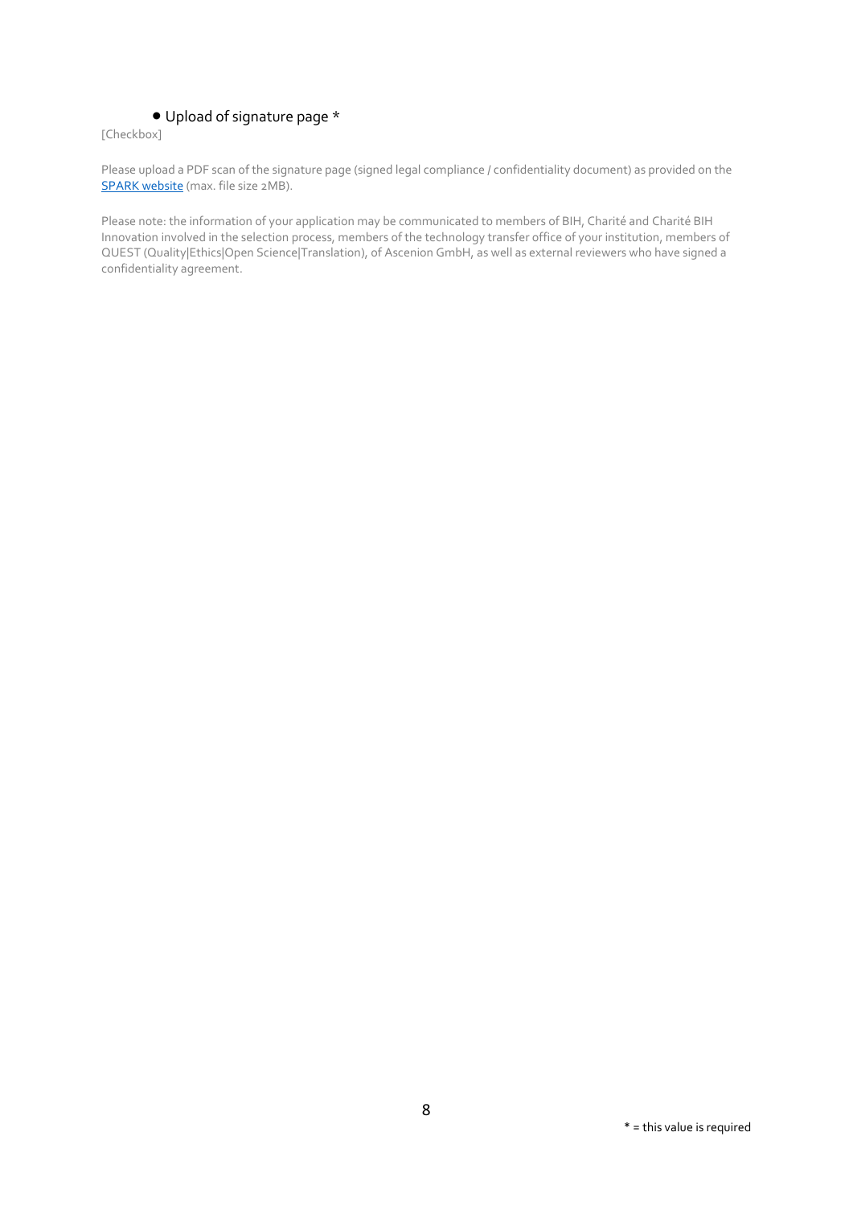- Upload of signature page *

[Checkbox]

Please upload a PDF scan of the signature page (signed legal compliance / confidentiality document) as provided on the [SPARK website](#) (max. file size 2MB).

Please note: the information of your application may be communicated to members of BIH, Charité and Charité BIH Innovation involved in the selection process, members of the technology transfer office of your institution, members of QUEST (Quality|Ethics|Open Science|Translation), of Ascenion GmbH, as well as external reviewers who have signed a confidentiality agreement.

* = this value is required